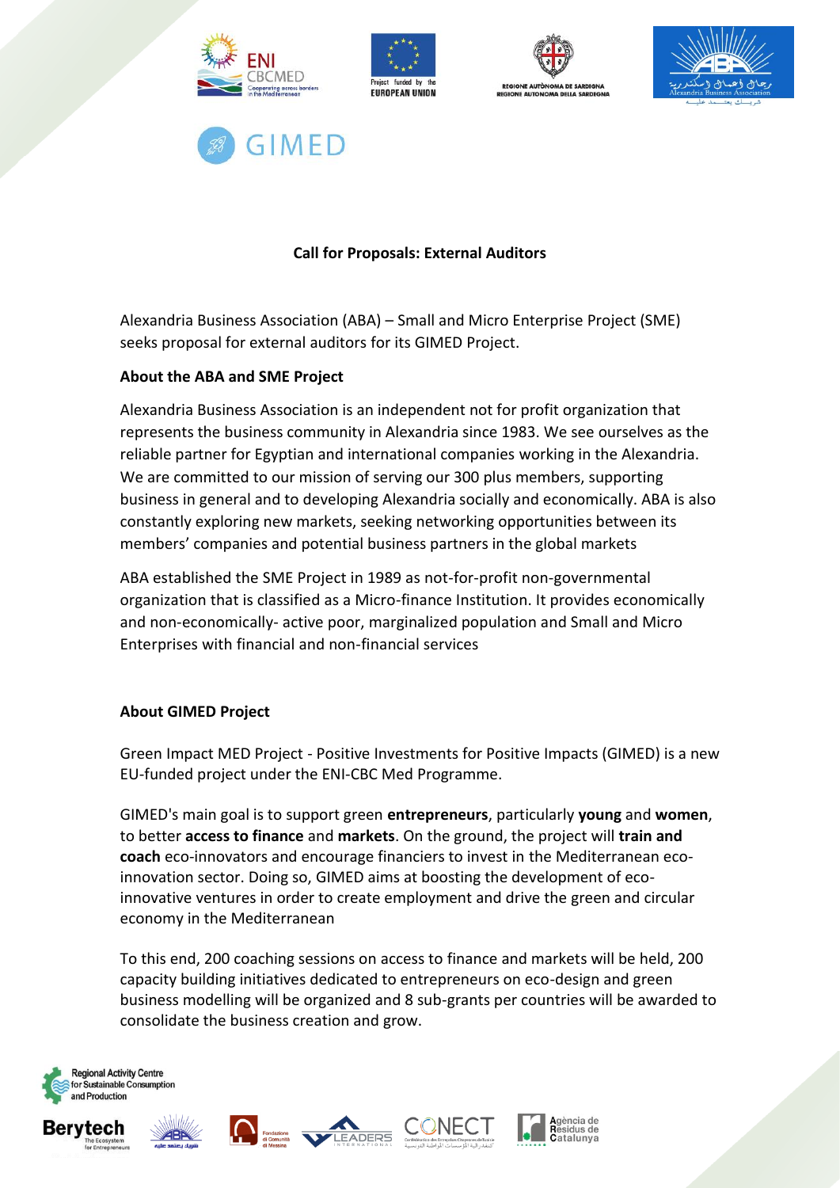### Call for Proposals: External Auditors

Alexandria Business Association (ABA) – Small and Micro Enterprise Project (SME) seeks proposal for external auditors for its GIMED Project.

**About the ABA and SME Project**

Alexandria Business Association is an independent not for profit organization that represents the business community in Alexandria since 1983. We see ourselves as the reliable partner for Egyptian and international companies working in the Alexandria. We are committed to our mission of serving our 300 plus members, supporting business in general and to developing Alexandria socially and economically. ABA is also constantly exploring new markets, seeking networking opportunities between its members' companies and potential business partners in the global markets

ABA established the SME Project in 1989 as not-for-profit non-governmental organization that is classified as a Micro-finance Institution. It provides economically and non-economically- active poor, marginalized population and Small and Micro Enterprises with financial and non-financial services

**About GIMED Project**

Green Impact MED Project - Positive Investments for Positive Impacts (GIMED) is a new EU-funded project under the ENI-CBC Med Programme.

GIMED's main goal is to support green **entrepreneurs**, particularly **young** and **women**, to better **access to finance** and **markets**. On the ground, the project will **train and coach** eco-innovators and encourage financiers to invest in the Mediterranean eco-innovation sector. Doing so, GIMED aims at boosting the development of eco-innovative ventures in order to create employment and drive the green and circular economy in the Mediterranean

To this end, 200 coaching sessions on access to finance and markets will be held, 200 capacity building initiatives dedicated to entrepreneurs on eco-design and green business modelling will be organized and 8 sub-grants per countries will be awarded to consolidate the business creation and grow.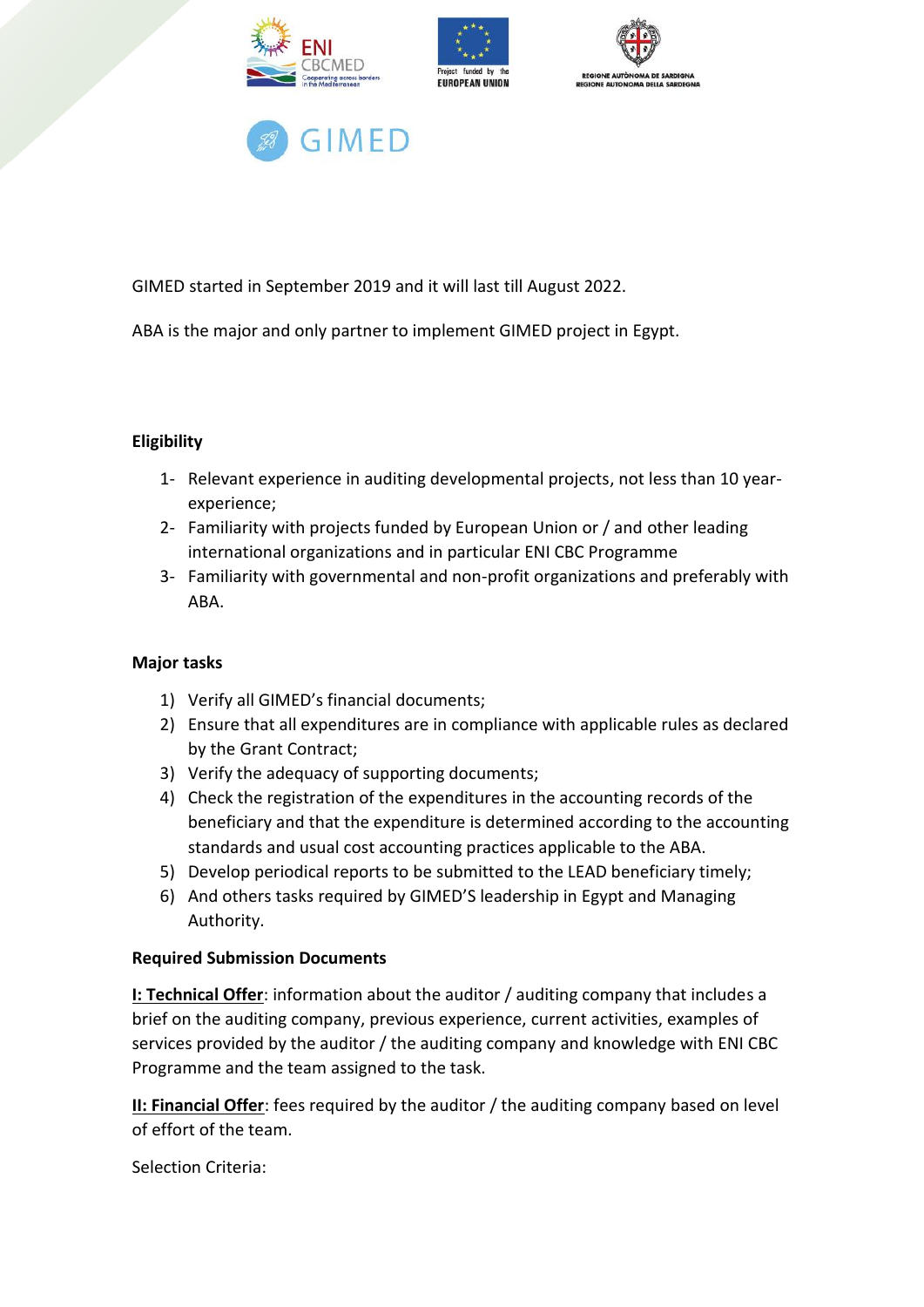GIMED started in September 2019 and it will last till August 2022.

ABA is the major and only partner to implement GIMED project in Egypt.

**Eligibility**

1- Relevant experience in auditing developmental projects, not less than 10 year-experience;
2- Familiarity with projects funded by European Union or / and other leading international organizations and in particular ENI CBC Programme
3- Familiarity with governmental and non-profit organizations and preferably with ABA.

**Major tasks**

1) Verify all GIMED's financial documents;
2) Ensure that all expenditures are in compliance with applicable rules as declared by the Grant Contract;
3) Verify the adequacy of supporting documents;
4) Check the registration of the expenditures in the accounting records of the beneficiary and that the expenditure is determined according to the accounting standards and usual cost accounting practices applicable to the ABA.
5) Develop periodical reports to be submitted to the LEAD beneficiary timely;
6) And others tasks required by GIMED'S leadership in Egypt and Managing Authority.

**Required Submission Documents**

**I: Technical Offer**: information about the auditor / auditing company that includes a brief on the auditing company, previous experience, current activities, examples of services provided by the auditor / the auditing company and knowledge with ENI CBC Programme and the team assigned to the task.

**II: Financial Offer**: fees required by the auditor / the auditing company based on level of effort of the team.

Selection Criteria: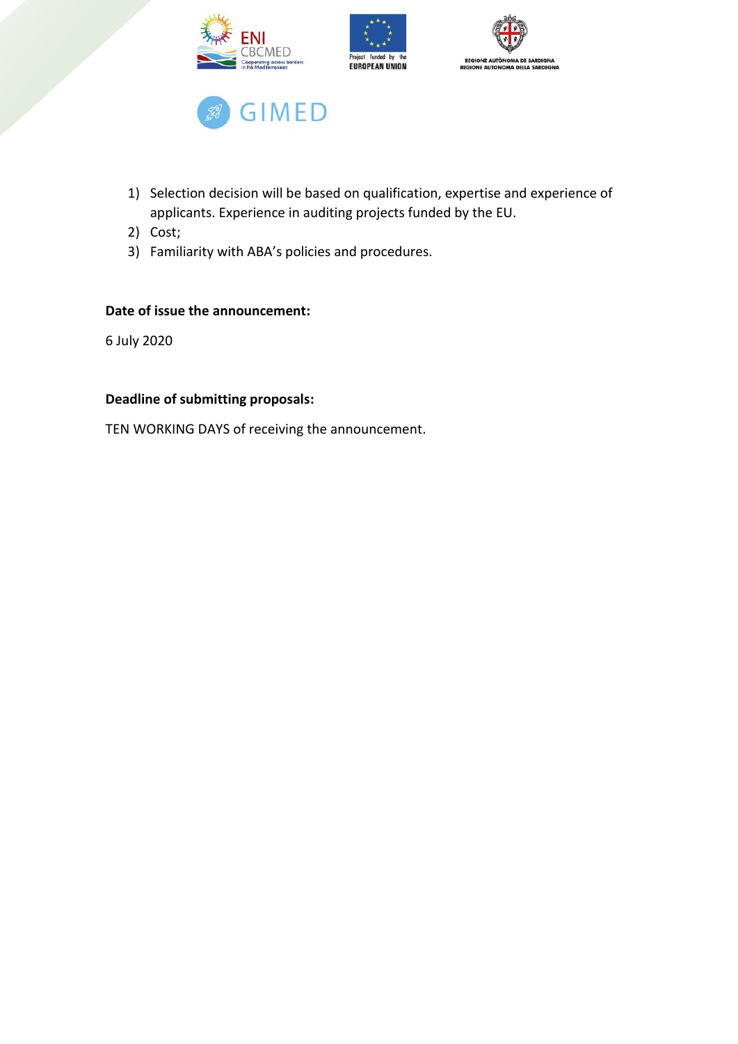1) Selection decision will be based on qualification, expertise and experience of applicants. Experience in auditing projects funded by the EU.
2) Cost;
3) Familiarity with ABA's policies and procedures.

**Date of issue the announcement:**

6 July 2020

**Deadline of submitting proposals:**

TEN WORKING DAYS of receiving the announcement.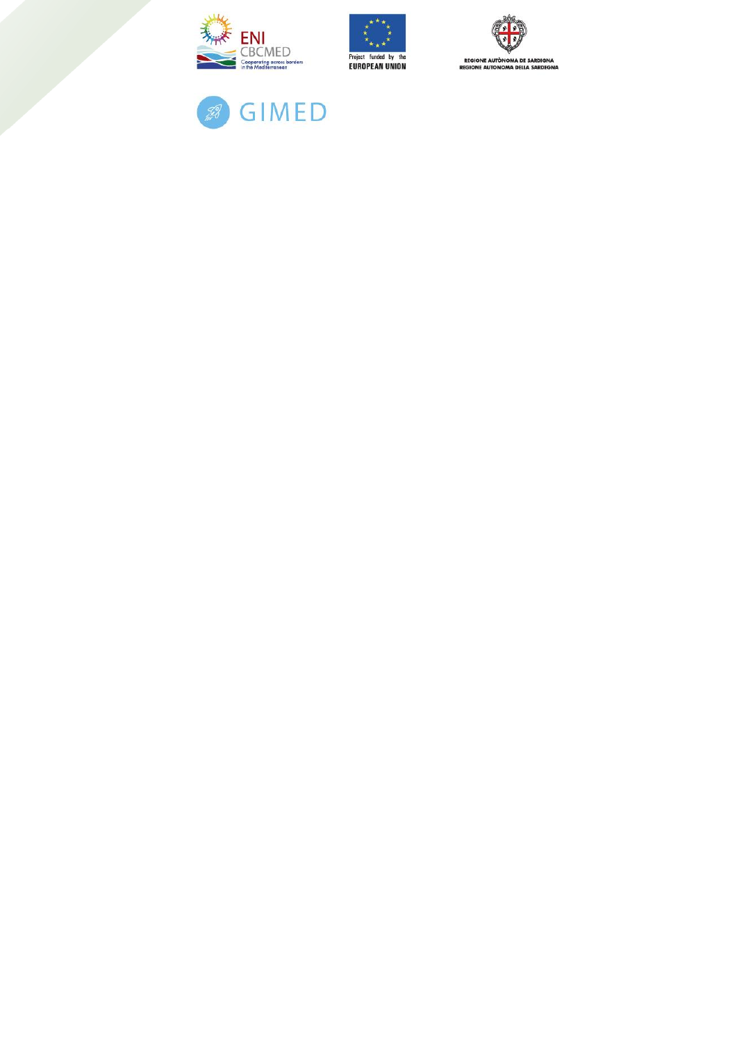ENI CBCMED Cooperating across borders in the Mediterranean

Project funded by the EUROPEAN UNION

REGIONE AUTÒNOMA DE SARDIGNA
REGIONE AUTONOMA DELLA SARDEGNA

GIMED